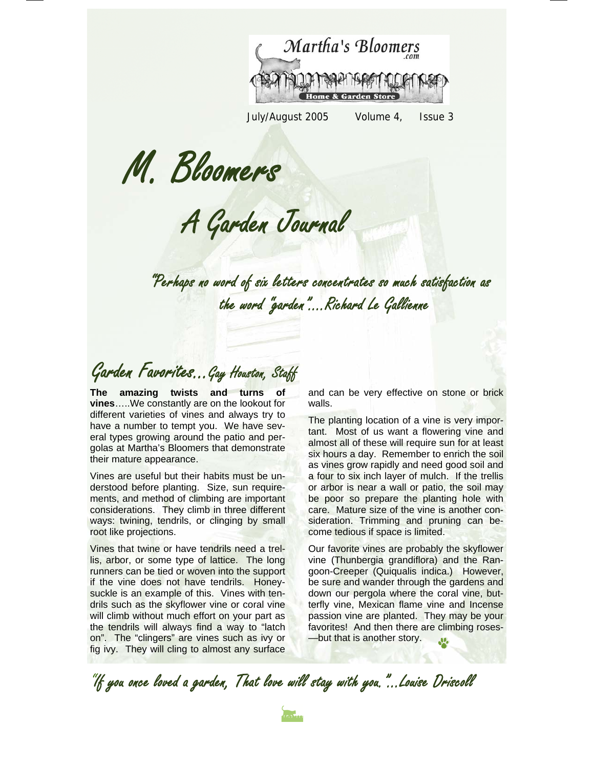Martha's Bloomers .com

Home & Garden Store

July/August 2005 Volume 4, Issue 3

# M. Bloomers

## A Garden Journal

*"Perhaps no word of six letters concentrates so much satisfaction as the word "garden"….Richard Le Gallienne*

## Garden Favorites…Gay Houston, Staff

**The amazing twists and turns of vines**…..We constantly are on the lookout for different varieties of vines and always try to have a number to tempt you. We have several types growing around the patio and pergolas at Martha's Bloomers that demonstrate their mature appearance.

Vines are useful but their habits must be understood before planting. Size, sun requirements, and method of climbing are important considerations. They climb in three different ways: twining, tendrils, or clinging by small root like projections.

Vines that twine or have tendrils need a trellis, arbor, or some type of lattice. The long runners can be tied or woven into the support if the vine does not have tendrils. Honeysuckle is an example of this. Vines with tendrils such as the skyflower vine or coral vine will climb without much effort on your part as the tendrils will always find a way to "latch on". The "clingers" are vines such as ivy or fig ivy. They will cling to almost any surface and can be very effective on stone or brick walls.

The planting location of a vine is very important. Most of us want a flowering vine and almost all of these will require sun for at least six hours a day. Remember to enrich the soil as vines grow rapidly and need good soil and a four to six inch layer of mulch. If the trellis or arbor is near a wall or patio, the soil may be poor so prepare the planting hole with care. Mature size of the vine is another consideration. Trimming and pruning can become tedious if space is limited.

Our favorite vines are probably the skyflower vine (Thunbergia grandiflora) and the Rangoon-Creeper (Quiqualis indica.) However, be sure and wander through the gardens and down our pergola where the coral vine, butterfly vine, Mexican flame vine and Incense passion vine are planted. They may be your favorites! And then there are climbing roses—but that is another story.

*"If you once loved a garden, That love will stay with you."…Louise Driscoll*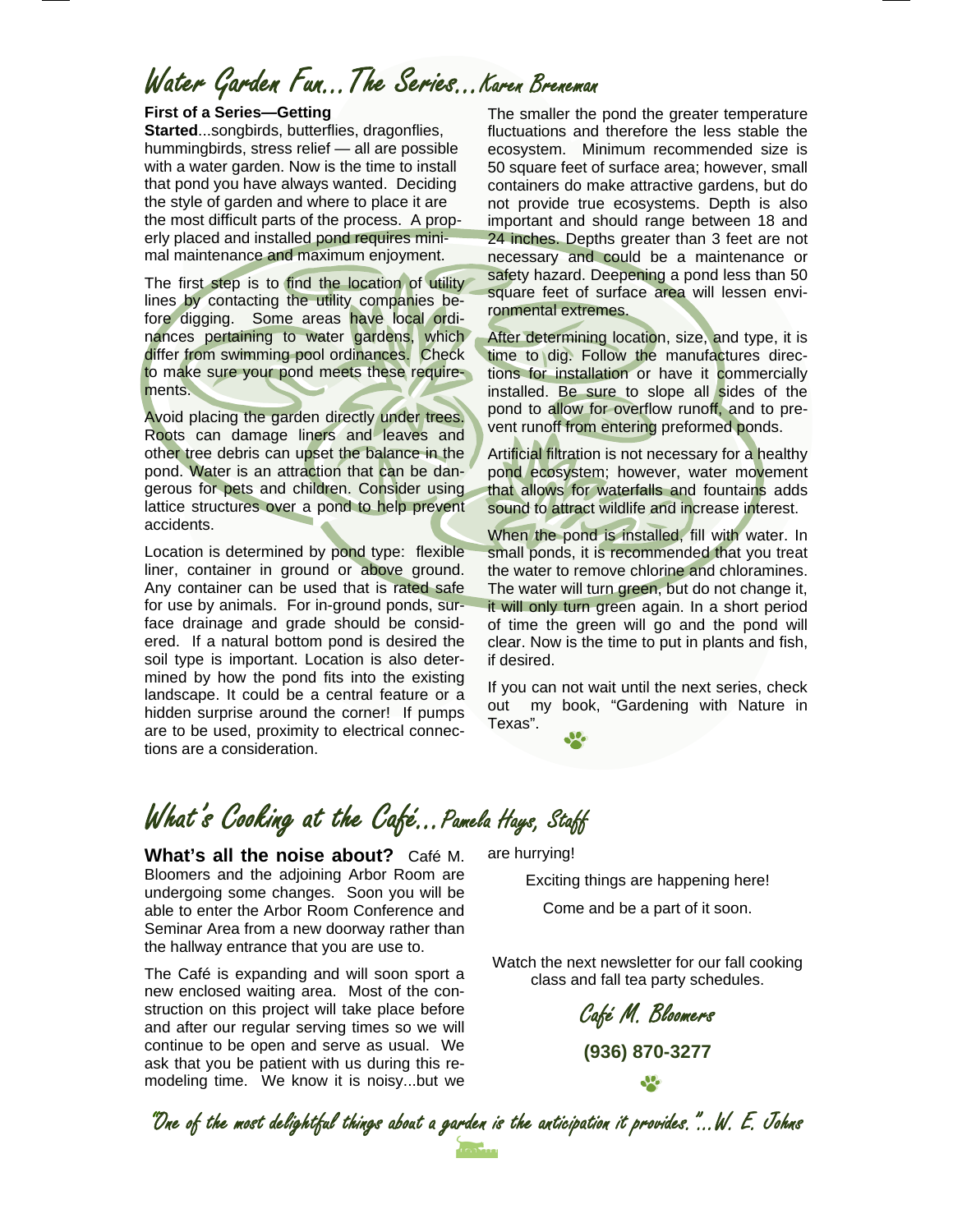# Water Garden Fun...The Series...*Karen Breneman*

**First of a Series—Getting Started**...songbirds, butterflies, dragonflies, hummingbirds, stress relief — all are possible with a water garden. Now is the time to install that pond you have always wanted. Deciding the style of garden and where to place it are the most difficult parts of the process. A properly placed and installed pond requires minimal maintenance and maximum enjoyment.

The first step is to find the location of utility lines by contacting the utility companies before digging. Some areas have local ordinances pertaining to water gardens, which differ from swimming pool ordinances. Check to make sure your pond meets these requirements.

Avoid placing the garden directly under trees. Roots can damage liners and leaves and other tree debris can upset the balance in the pond. Water is an attraction that can be dangerous for pets and children. Consider using lattice structures over a pond to help prevent accidents.

Location is determined by pond type: flexible liner, container in ground or above ground. Any container can be used that is rated safe for use by animals. For in-ground ponds, surface drainage and grade should be considered. If a natural bottom pond is desired the soil type is important. Location is also determined by how the pond fits into the existing landscape. It could be a central feature or a hidden surprise around the corner! If pumps are to be used, proximity to electrical connections are a consideration.

The smaller the pond the greater temperature fluctuations and therefore the less stable the ecosystem. Minimum recommended size is 50 square feet of surface area; however, small containers do make attractive gardens, but do not provide true ecosystems. Depth is also important and should range between 18 and 24 inches. Depths greater than 3 feet are not necessary and could be a maintenance or safety hazard. Deepening a pond less than 50 square feet of surface area will lessen environmental extremes.

After determining location, size, and type, it is time to dig. Follow the manufactures directions for installation or have it commercially installed. Be sure to slope all sides of the pond to allow for overflow runoff, and to prevent runoff from entering preformed ponds.

Artificial filtration is not necessary for a healthy pond ecosystem; however, water movement that allows for waterfalls and fountains adds sound to attract wildlife and increase interest.

When the pond is installed, fill with water. In small ponds, it is recommended that you treat the water to remove chlorine and chloramines. The water will turn green, but do not change it, it will only turn green again. In a short period of time the green will go and the pond will clear. Now is the time to put in plants and fish, if desired.

If you can not wait until the next series, check out my book, "Gardening with Nature in Texas".

# What's Cooking at the Café...*Pamela Hays, Staff*

**What's all the noise about?** Café M. Bloomers and the adjoining Arbor Room are undergoing some changes. Soon you will be able to enter the Arbor Room Conference and Seminar Area from a new doorway rather than the hallway entrance that you are use to.

The Café is expanding and will soon sport a new enclosed waiting area. Most of the construction on this project will take place before and after our regular serving times so we will continue to be open and serve as usual. We ask that you be patient with us during this remodeling time. We know it is noisy...but we are hurrying!

Exciting things are happening here!

Come and be a part of it soon.

Watch the next newsletter for our fall cooking class and fall tea party schedules.

*Café M. Bloomers*

**(936) 870-3277**

*"One of the most delightful things about a garden is the anticipation it provides."...W. E. Johns*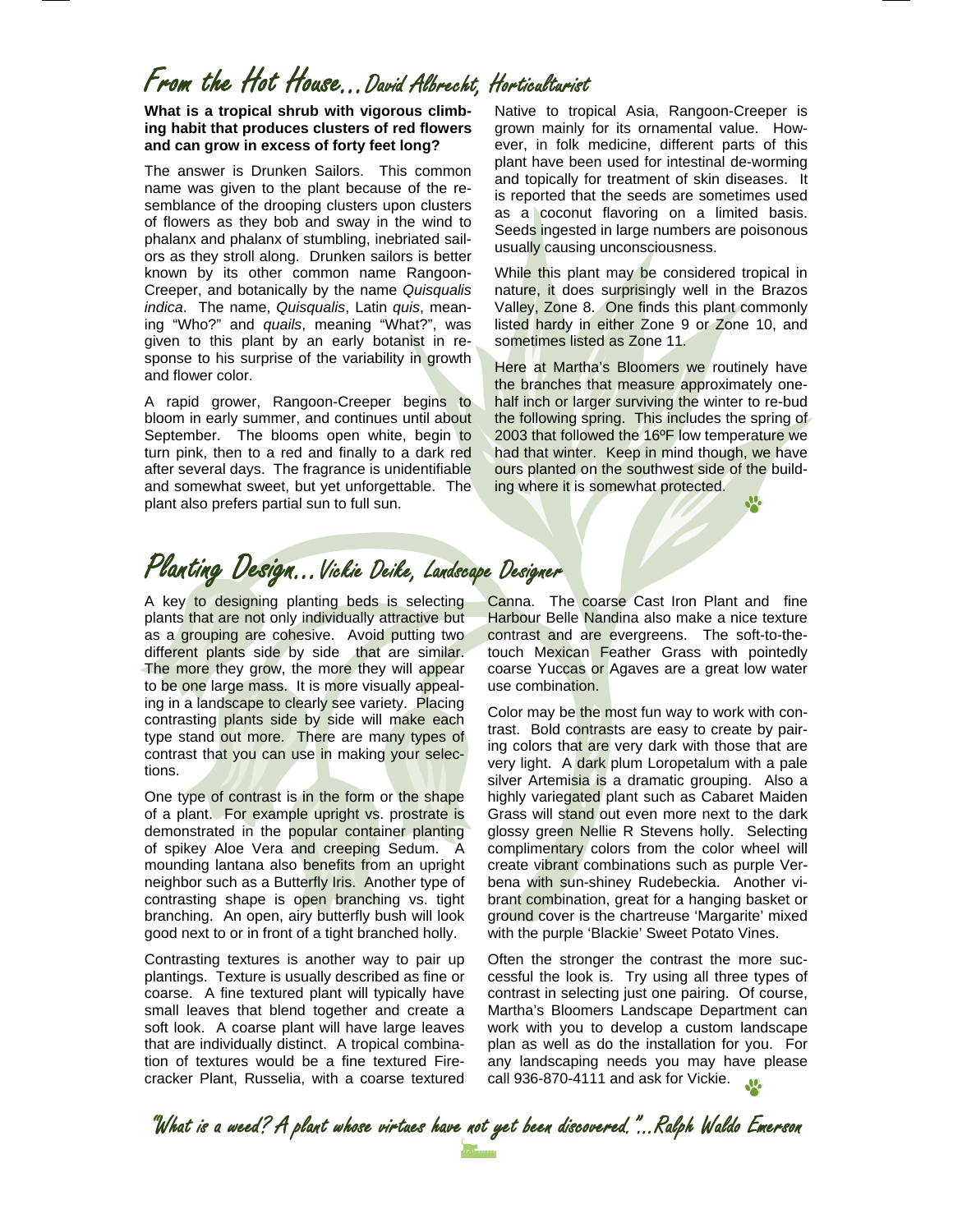# From the Hot House...David Albrecht, Horticulturist

**What is a tropical shrub with vigorous climbing habit that produces clusters of red flowers and can grow in excess of forty feet long?**

The answer is Drunken Sailors. This common name was given to the plant because of the resemblance of the drooping clusters upon clusters of flowers as they bob and sway in the wind to phalanx and phalanx of stumbling, inebriated sailors as they stroll along. Drunken sailors is better known by its other common name Rangoon-Creeper, and botanically by the name *Quisqualis indica*. The name, *Quisqualis*, Latin *quis*, meaning "Who?" and *quails*, meaning "What?", was given to this plant by an early botanist in response to his surprise of the variability in growth and flower color.

A rapid grower, Rangoon-Creeper begins to bloom in early summer, and continues until about September. The blooms open white, begin to turn pink, then to a red and finally to a dark red after several days. The fragrance is unidentifiable and somewhat sweet, but yet unforgettable. The plant also prefers partial sun to full sun.

Native to tropical Asia, Rangoon-Creeper is grown mainly for its ornamental value. However, in folk medicine, different parts of this plant have been used for intestinal de-worming and topically for treatment of skin diseases. It is reported that the seeds are sometimes used as a coconut flavoring on a limited basis. Seeds ingested in large numbers are poisonous usually causing unconsciousness.

While this plant may be considered tropical in nature, it does surprisingly well in the Brazos Valley, Zone 8. One finds this plant commonly listed hardy in either Zone 9 or Zone 10, and sometimes listed as Zone 11.

Here at Martha's Bloomers we routinely have the branches that measure approximately one-half inch or larger surviving the winter to re-bud the following spring. This includes the spring of 2003 that followed the 16ºF low temperature we had that winter. Keep in mind though, we have ours planted on the southwest side of the building where it is somewhat protected.

# Planting Design...Vickie Deike, Landscape Designer

A key to designing planting beds is selecting plants that are not only individually attractive but as a grouping are cohesive. Avoid putting two different plants side by side that are similar. The more they grow, the more they will appear to be one large mass. It is more visually appealing in a landscape to clearly see variety. Placing contrasting plants side by side will make each type stand out more. There are many types of contrast that you can use in making your selections.

One type of contrast is in the form or the shape of a plant. For example upright vs. prostrate is demonstrated in the popular container planting of spikey Aloe Vera and creeping Sedum. A mounding lantana also benefits from an upright neighbor such as a Butterfly Iris. Another type of contrasting shape is open branching vs. tight branching. An open, airy butterfly bush will look good next to or in front of a tight branched holly.

Contrasting textures is another way to pair up plantings. Texture is usually described as fine or coarse. A fine textured plant will typically have small leaves that blend together and create a soft look. A coarse plant will have large leaves that are individually distinct. A tropical combination of textures would be a fine textured Firecracker Plant, Russelia, with a coarse textured Canna. The coarse Cast Iron Plant and fine Harbour Belle Nandina also make a nice texture contrast and are evergreens. The soft-to-the-touch Mexican Feather Grass with pointedly coarse Yuccas or Agaves are a great low water use combination.

Color may be the most fun way to work with contrast. Bold contrasts are easy to create by pairing colors that are very dark with those that are very light. A dark plum Loropetalum with a pale silver Artemisia is a dramatic grouping. Also a highly variegated plant such as Cabaret Maiden Grass will stand out even more next to the dark glossy green Nellie R Stevens holly. Selecting complimentary colors from the color wheel will create vibrant combinations such as purple Verbena with sun-shiney Rudebeckia. Another vibrant combination, great for a hanging basket or ground cover is the chartreuse 'Margarite' mixed with the purple 'Blackie' Sweet Potato Vines.

Often the stronger the contrast the more successful the look is. Try using all three types of contrast in selecting just one pairing. Of course, Martha's Bloomers Landscape Department can work with you to develop a custom landscape plan as well as do the installation for you. For any landscaping needs you may have please call 936-870-4111 and ask for Vickie.

"What is a weed? A plant whose virtues have not yet been discovered."...Ralph Waldo Emerson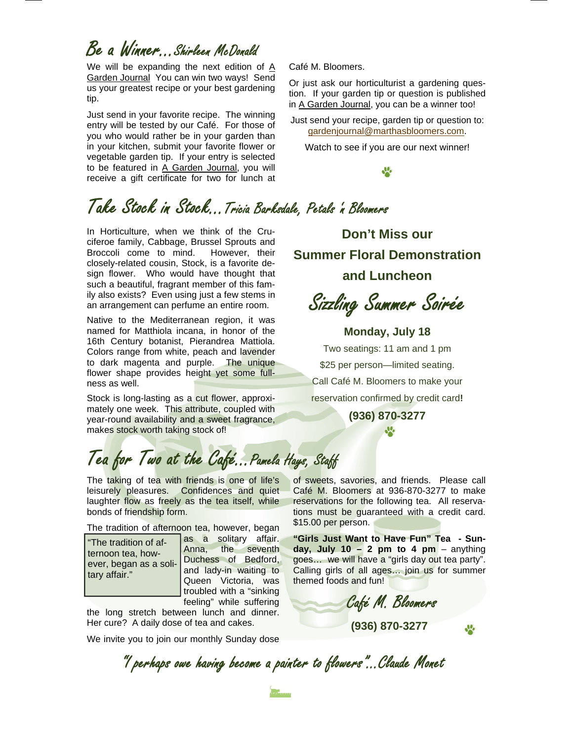## *Be a Winner…Shirleen McDonald*

We will be expanding the next edition of A Garden Journal You can win two ways! Send us your greatest recipe or your best gardening tip.

Just send in your favorite recipe. The winning entry will be tested by our Café. For those of you who would rather be in your garden than in your kitchen, submit your favorite flower or vegetable garden tip. If your entry is selected to be featured in A Garden Journal, you will receive a gift certificate for two for lunch at Café M. Bloomers.

Or just ask our horticulturist a gardening question. If your garden tip or question is published in A Garden Journal, you can be a winner too!

Just send your recipe, garden tip or question to: gardenjournal@marthasbloomers.com.

Watch to see if you are our next winner!

## *Take Stock in Stock…Tricia Barksdale, Petals 'n Bloomers*

In Horticulture, when we think of the Cruciferoe family, Cabbage, Brussel Sprouts and Broccoli come to mind. However, their closely-related cousin, Stock, is a favorite design flower. Who would have thought that such a beautiful, fragrant member of this family also exists? Even using just a few stems in an arrangement can perfume an entire room.

Native to the Mediterranean region, it was named for Matthiola incana, in honor of the 16th Century botanist, Pierandrea Mattiola. Colors range from white, peach and lavender to dark magenta and purple. The unique flower shape provides height yet some fullness as well.

Stock is long-lasting as a cut flower, approximately one week. This attribute, coupled with year-round availability and a sweet fragrance, makes stock worth taking stock of!

**Don't Miss our**
**Summer Floral Demonstration**
**and Luncheon**

*Sizzling Summer Soirée*

**Monday, July 18**

Two seatings: 11 am and 1 pm

$25 per person—limited seating.

Call Café M. Bloomers to make your reservation confirmed by credit card**!**

**(936) 870-3277**

## *Tea for Two at the Café…Pamela Hays, Staff*

The taking of tea with friends is one of life's leisurely pleasures. Confidences and quiet laughter flow as freely as the tea itself, while bonds of friendship form.

> "The tradition of afternoon tea, however, began as a solitary affair."

The tradition of afternoon tea, however, began as a solitary affair. Anna, the seventh Duchess of Bedford, and lady-in waiting to Queen Victoria, was troubled with a "sinking feeling" while suffering the long stretch between lunch and dinner. Her cure? A daily dose of tea and cakes.

We invite you to join our monthly Sunday dose of sweets, savories, and friends. Please call Café M. Bloomers at 936-870-3277 to make reservations for the following tea. All reservations must be guaranteed with a credit card. $15.00 per person.

**"Girls Just Want to Have Fun" Tea - Sunday, July 10 – 2 pm to 4 pm** – anything goes… we will have a "girls day out tea party". Calling girls of all ages… join us for summer themed foods and fun!

*Café M. Bloomers*

**(936) 870-3277**

*"I perhaps owe having become a painter to flowers"…Claude Monet*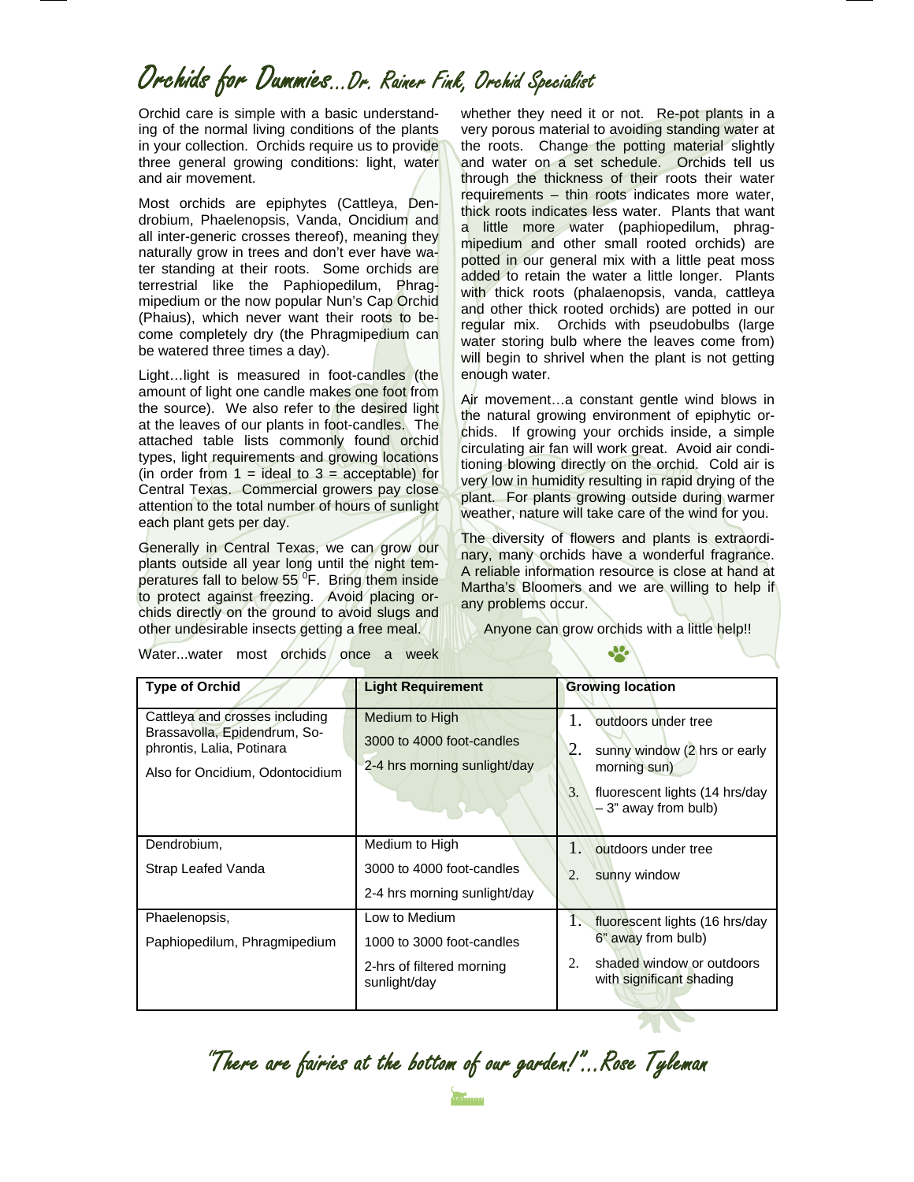# Orchids for Dummies...Dr. Rainer Fink, Orchid Specialist

Orchid care is simple with a basic understanding of the normal living conditions of the plants in your collection. Orchids require us to provide three general growing conditions: light, water and air movement.

Most orchids are epiphytes (Cattleya, Dendrobium, Phaelenopsis, Vanda, Oncidium and all inter-generic crosses thereof), meaning they naturally grow in trees and don't ever have water standing at their roots. Some orchids are terrestrial like the Paphiopedilum, Phragmipedium or the now popular Nun's Cap Orchid (Phaius), which never want their roots to become completely dry (the Phragmipedium can be watered three times a day).

Light…light is measured in foot-candles (the amount of light one candle makes one foot from the source). We also refer to the desired light at the leaves of our plants in foot-candles. The attached table lists commonly found orchid types, light requirements and growing locations (in order from 1 = ideal to 3 = acceptable) for Central Texas. Commercial growers pay close attention to the total number of hours of sunlight each plant gets per day.

Generally in Central Texas, we can grow our plants outside all year long until the night temperatures fall to below 55 $^{0}$F. Bring them inside to protect against freezing. Avoid placing orchids directly on the ground to avoid slugs and other undesirable insects getting a free meal.

Water...water most orchids once a week whether they need it or not. Re-pot plants in a very porous material to avoiding standing water at the roots. Change the potting material slightly and water on a set schedule. Orchids tell us through the thickness of their roots their water requirements – thin roots indicates more water, thick roots indicates less water. Plants that want a little more water (paphiopedilum, phragmipedium and other small rooted orchids) are potted in our general mix with a little peat moss added to retain the water a little longer. Plants with thick roots (phalaenopsis, vanda, cattleya and other thick rooted orchids) are potted in our regular mix. Orchids with pseudobulbs (large water storing bulb where the leaves come from) will begin to shrivel when the plant is not getting enough water.

Air movement…a constant gentle wind blows in the natural growing environment of epiphytic orchids. If growing your orchids inside, a simple circulating air fan will work great. Avoid air conditioning blowing directly on the orchid. Cold air is very low in humidity resulting in rapid drying of the plant. For plants growing outside during warmer weather, nature will take care of the wind for you.

The diversity of flowers and plants is extraordinary, many orchids have a wonderful fragrance. A reliable information resource is close at hand at Martha's Bloomers and we are willing to help if any problems occur.

Anyone can grow orchids with a little help!!

| **Type of Orchid** | **Light Requirement** | **Growing location** |
|---|---|---|
| Cattleya and crosses including Brassavolla, Epidendrum, Sophrontis, Lalia, Potinara<br>Also for Oncidium, Odontocidium | Medium to High<br>3000 to 4000 foot-candles<br>2-4 hrs morning sunlight/day | 1. outdoors under tree<br>2. sunny window (2 hrs or early morning sun)<br>3. fluorescent lights (14 hrs/day – 3" away from bulb) |
| Dendrobium,<br>Strap Leafed Vanda | Medium to High<br>3000 to 4000 foot-candles<br>2-4 hrs morning sunlight/day | 1. outdoors under tree<br>2. sunny window |
| Phaelenopsis,<br>Paphiopedilum, Phragmipedium | Low to Medium<br>1000 to 3000 foot-candles<br>2-hrs of filtered morning sunlight/day | 1. fluorescent lights (16 hrs/day 6" away from bulb)<br>2. shaded window or outdoors with significant shading |

"There are fairies at the bottom of our garden!"...Rose Tyleman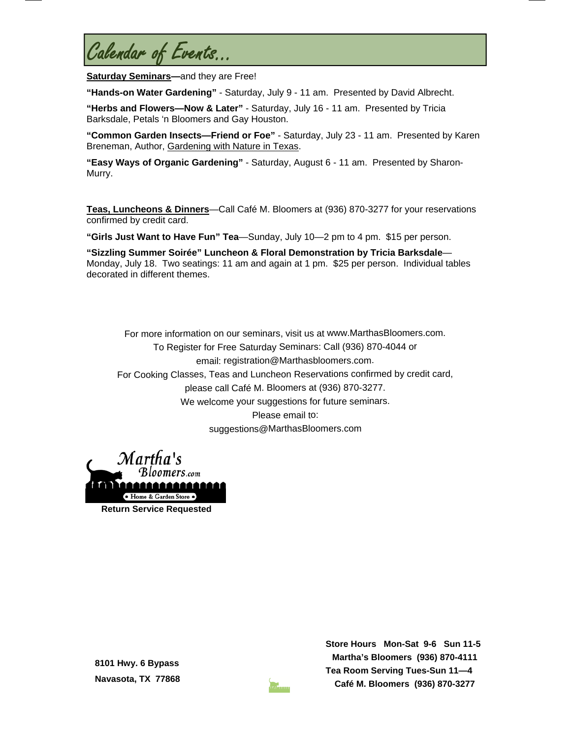# Calendar of Events...

**Saturday Seminars—**and they are Free!

**"Hands-on Water Gardening"** - Saturday, July 9 - 11 am. Presented by David Albrecht.

**"Herbs and Flowers—Now & Later"** - Saturday, July 16 - 11 am. Presented by Tricia Barksdale, Petals 'n Bloomers and Gay Houston.

**"Common Garden Insects—Friend or Foe"** - Saturday, July 23 - 11 am. Presented by Karen Breneman, Author, Gardening with Nature in Texas.

**"Easy Ways of Organic Gardening"** - Saturday, August 6 - 11 am. Presented by Sharon-Murry.

**Teas, Luncheons & Dinners**—Call Café M. Bloomers at (936) 870-3277 for your reservations confirmed by credit card.

**"Girls Just Want to Have Fun" Tea**—Sunday, July 10—2 pm to 4 pm. $15 per person.

**"Sizzling Summer Soirée" Luncheon & Floral Demonstration by Tricia Barksdale**—Monday, July 18. Two seatings: 11 am and again at 1 pm. $25 per person. Individual tables decorated in different themes.

For more information on our seminars, visit us at www.MarthasBloomers.com.
To Register for Free Saturday Seminars: Call (936) 870-4044 or
email: registration@Marthasbloomers.com.
For Cooking Classes, Teas and Luncheon Reservations confirmed by credit card,
please call Café M. Bloomers at (936) 870-3277.
We welcome your suggestions for future seminars.
Please email to:
suggestions@MarthasBloomers.com

Martha's Bloomers.com
Home & Garden Store

**Return Service Requested**

**8101 Hwy. 6 Bypass**
**Navasota, TX 77868**

**Store Hours Mon-Sat 9-6 Sun 11-5**
**Martha's Bloomers (936) 870-4111**
**Tea Room Serving Tues-Sun 11—4**
**Café M. Bloomers (936) 870-3277**